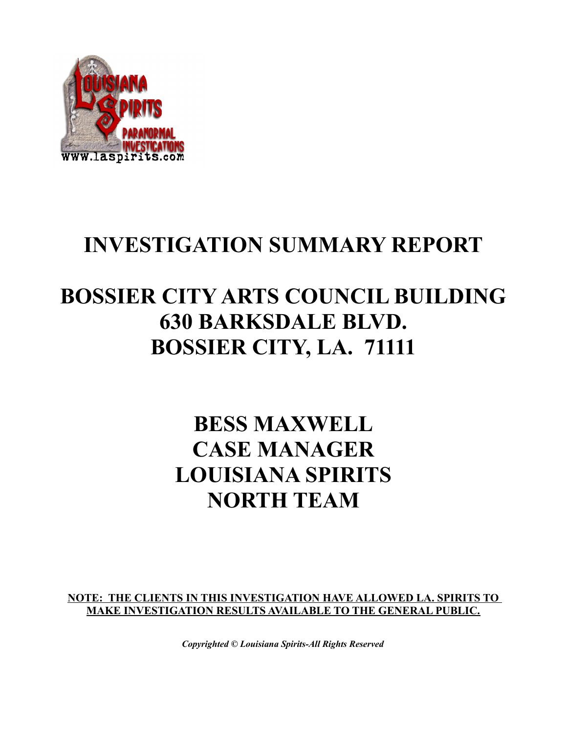# INVESTIGATION SUMMARY REPORT

## BOSSIER CITY ARTS COUNCIL BUILDING
## 630 BARKSDALE BLVD.
## BOSSIER CITY, LA. 71111

## BESS MAXWELL
## CASE MANAGER
## LOUISIANA SPIRITS
## NORTH TEAM

**NOTE: THE CLIENTS IN THIS INVESTIGATION HAVE ALLOWED LA. SPIRITS TO MAKE INVESTIGATION RESULTS AVAILABLE TO THE GENERAL PUBLIC.**

***Copyrighted © Louisiana Spirits-All Rights Reserved***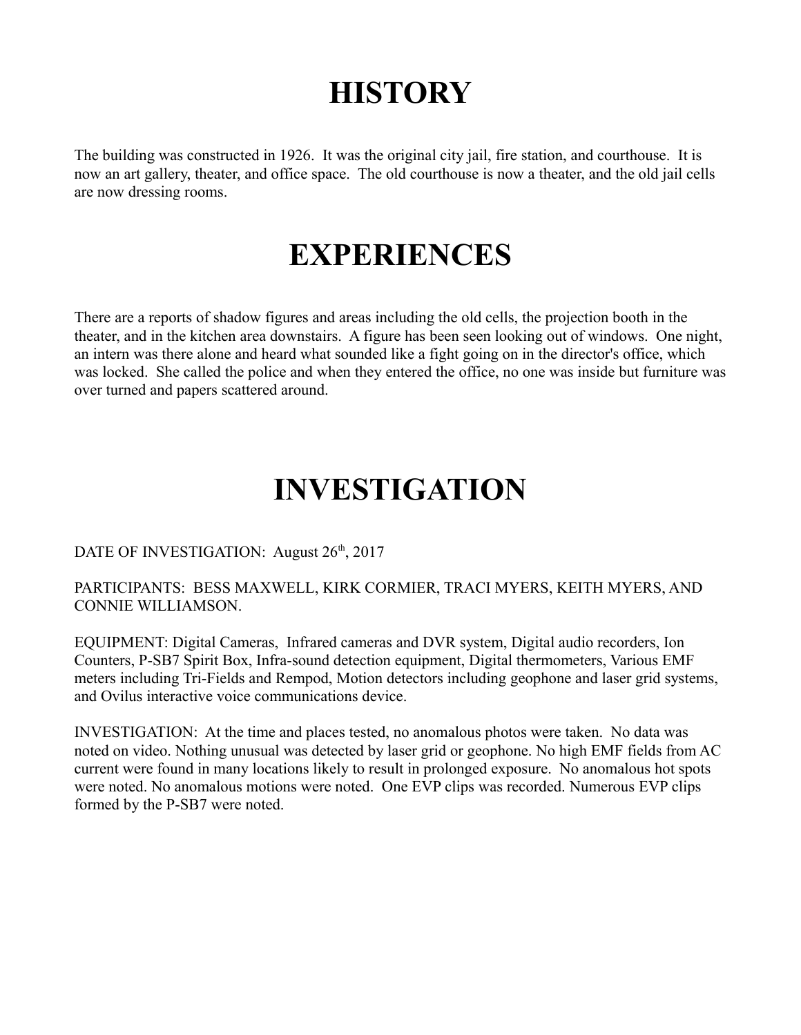# HISTORY

The building was constructed in 1926. It was the original city jail, fire station, and courthouse. It is now an art gallery, theater, and office space. The old courthouse is now a theater, and the old jail cells are now dressing rooms.

# EXPERIENCES

There are a reports of shadow figures and areas including the old cells, the projection booth in the theater, and in the kitchen area downstairs. A figure has been seen looking out of windows. One night, an intern was there alone and heard what sounded like a fight going on in the director's office, which was locked. She called the police and when they entered the office, no one was inside but furniture was over turned and papers scattered around.

# INVESTIGATION

DATE OF INVESTIGATION: August 26th, 2017

PARTICIPANTS: BESS MAXWELL, KIRK CORMIER, TRACI MYERS, KEITH MYERS, AND CONNIE WILLIAMSON.

EQUIPMENT: Digital Cameras, Infrared cameras and DVR system, Digital audio recorders, Ion Counters, P-SB7 Spirit Box, Infra-sound detection equipment, Digital thermometers, Various EMF meters including Tri-Fields and Rempod, Motion detectors including geophone and laser grid systems, and Ovilus interactive voice communications device.

INVESTIGATION: At the time and places tested, no anomalous photos were taken. No data was noted on video. Nothing unusual was detected by laser grid or geophone. No high EMF fields from AC current were found in many locations likely to result in prolonged exposure. No anomalous hot spots were noted. No anomalous motions were noted. One EVP clips was recorded. Numerous EVP clips formed by the P-SB7 were noted.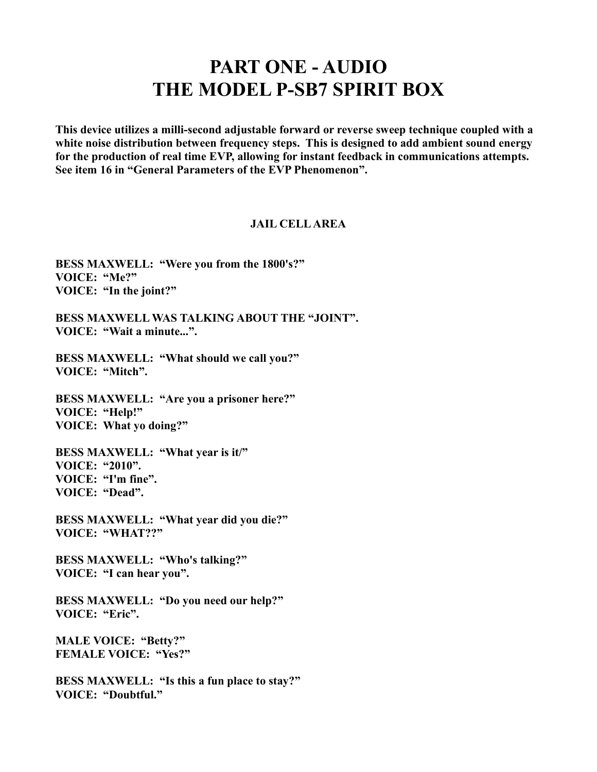# PART ONE - AUDIO
# THE MODEL P-SB7 SPIRIT BOX

**This device utilizes a milli-second adjustable forward or reverse sweep technique coupled with a white noise distribution between frequency steps. This is designed to add ambient sound energy for the production of real time EVP, allowing for instant feedback in communications attempts. See item 16 in "General Parameters of the EVP Phenomenon".**

### JAIL CELL AREA

**BESS MAXWELL: "Were you from the 1800's?"**
**VOICE: "Me?"**
**VOICE: "In the joint?"**

**BESS MAXWELL WAS TALKING ABOUT THE "JOINT".**
**VOICE: "Wait a minute...".**

**BESS MAXWELL: "What should we call you?"**
**VOICE: "Mitch".**

**BESS MAXWELL: "Are you a prisoner here?"**
**VOICE: "Help!"**
**VOICE: What yo doing?"**

**BESS MAXWELL: "What year is it/"**
**VOICE: "2010".**
**VOICE: "I'm fine".**
**VOICE: "Dead".**

**BESS MAXWELL: "What year did you die?"**
**VOICE: "WHAT??"**

**BESS MAXWELL: "Who's talking?"**
**VOICE: "I can hear you".**

**BESS MAXWELL: "Do you need our help?"**
**VOICE: "Eric".**

**MALE VOICE: "Betty?"**
**FEMALE VOICE: "Yes?"**

**BESS MAXWELL: "Is this a fun place to stay?"**
**VOICE: "Doubtful."**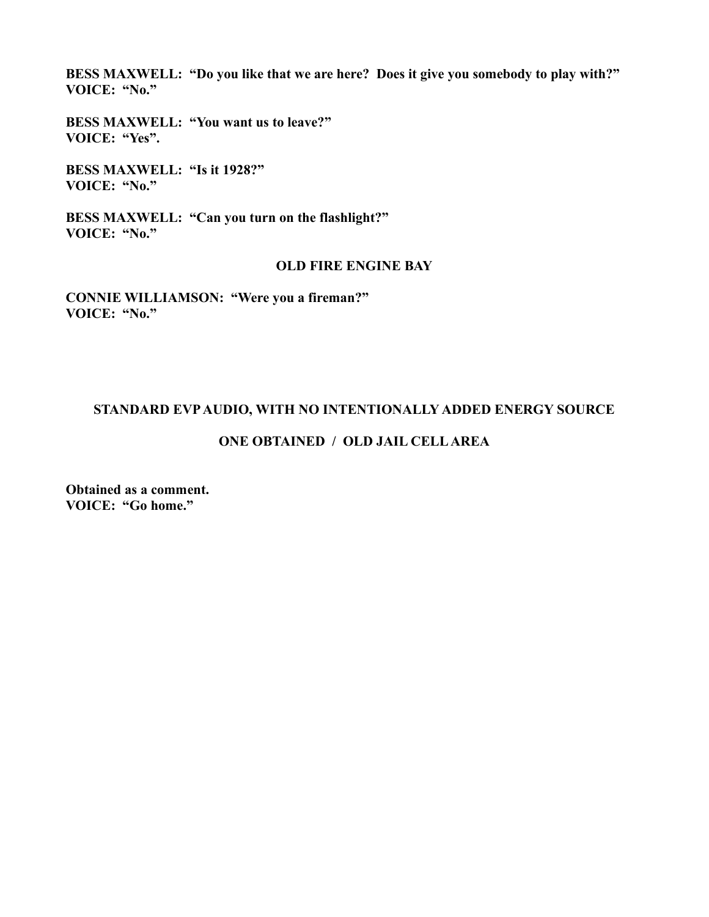**BESS MAXWELL: "Do you like that we are here? Does it give you somebody to play with?"**
**VOICE: "No."**

**BESS MAXWELL: "You want us to leave?"**
**VOICE: "Yes".**

**BESS MAXWELL: "Is it 1928?"**
**VOICE: "No."**

**BESS MAXWELL: "Can you turn on the flashlight?"**
**VOICE: "No."**

**OLD FIRE ENGINE BAY**

**CONNIE WILLIAMSON: "Were you a fireman?"**
**VOICE: "No."**

**STANDARD EVP AUDIO, WITH NO INTENTIONALLY ADDED ENERGY SOURCE**

**ONE OBTAINED / OLD JAIL CELL AREA**

**Obtained as a comment.**
**VOICE: "Go home."**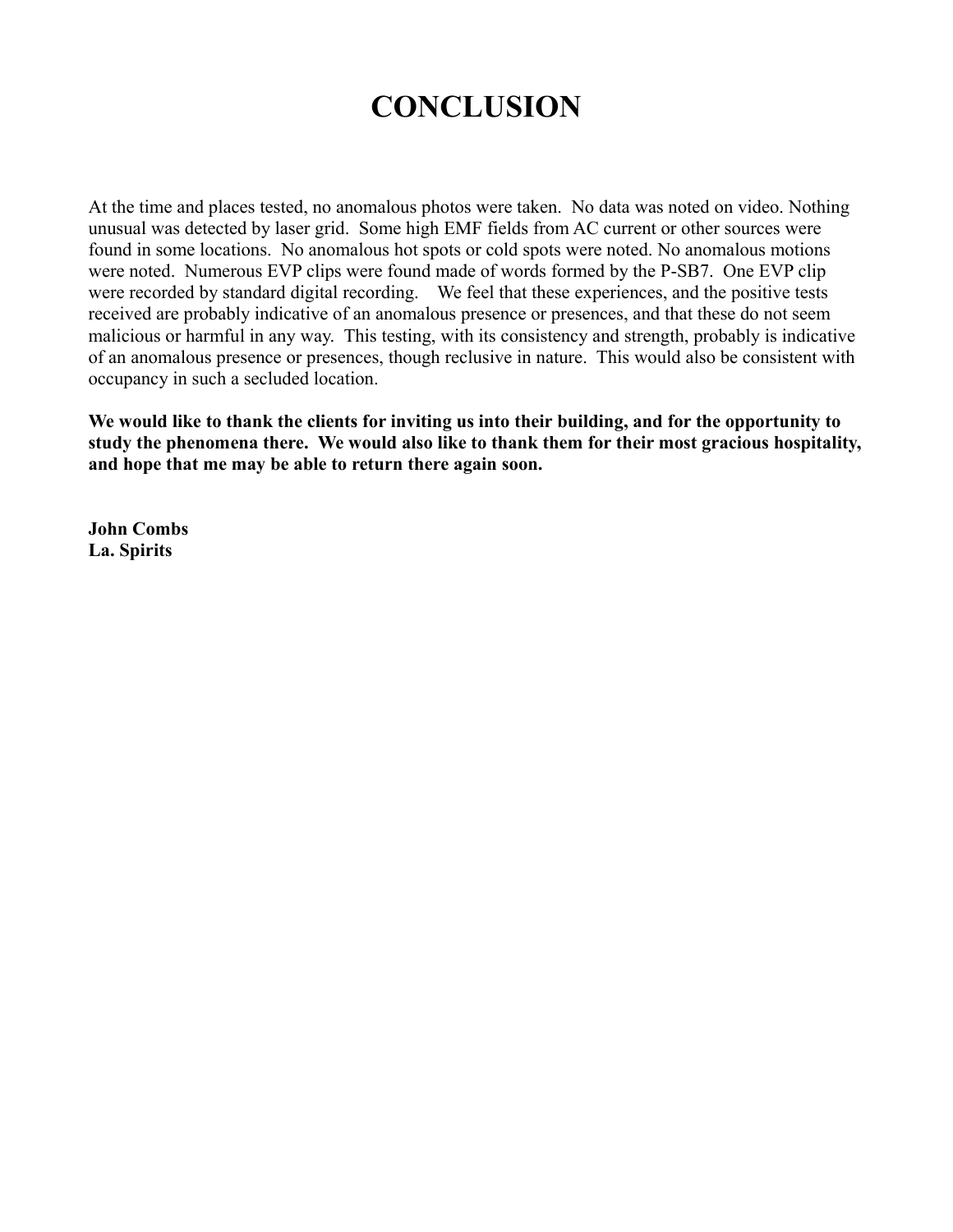# CONCLUSION

At the time and places tested, no anomalous photos were taken. No data was noted on video. Nothing unusual was detected by laser grid. Some high EMF fields from AC current or other sources were found in some locations. No anomalous hot spots or cold spots were noted. No anomalous motions were noted. Numerous EVP clips were found made of words formed by the P-SB7. One EVP clip were recorded by standard digital recording. We feel that these experiences, and the positive tests received are probably indicative of an anomalous presence or presences, and that these do not seem malicious or harmful in any way. This testing, with its consistency and strength, probably is indicative of an anomalous presence or presences, though reclusive in nature. This would also be consistent with occupancy in such a secluded location.

**We would like to thank the clients for inviting us into their building, and for the opportunity to study the phenomena there. We would also like to thank them for their most gracious hospitality, and hope that me may be able to return there again soon.**

**John Combs**
**La. Spirits**